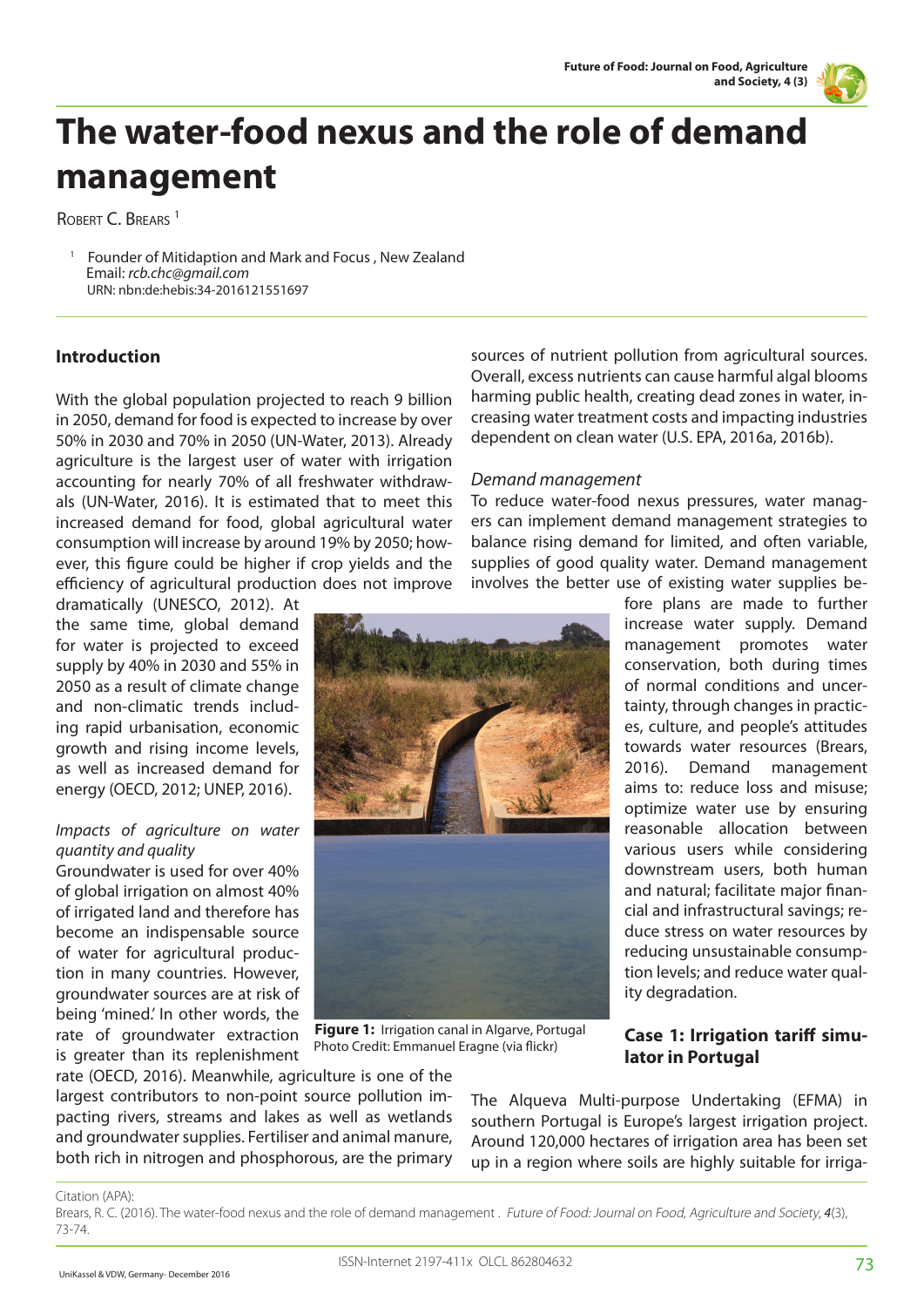# The water-food nexus and the role of demand management

Robert C. Brears [1]

[1] Founder of Mitidaption and Mark and Focus , New Zealand
Email: *rcb.chc@gmail.com*
URN: nbn:de:hebis:34-2016121551697

## Introduction

With the global population projected to reach 9 billion in 2050, demand for food is expected to increase by over 50% in 2030 and 70% in 2050 (UN-Water, 2013). Already agriculture is the largest user of water with irrigation accounting for nearly 70% of all freshwater withdrawals (UN-Water, 2016). It is estimated that to meet this increased demand for food, global agricultural water consumption will increase by around 19% by 2050; however, this figure could be higher if crop yields and the efficiency of agricultural production does not improve dramatically (UNESCO, 2012). At the same time, global demand for water is projected to exceed supply by 40% in 2030 and 55% in 2050 as a result of climate change and non-climatic trends including rapid urbanisation, economic growth and rising income levels, as well as increased demand for energy (OECD, 2012; UNEP, 2016).

### *Impacts of agriculture on water quantity and quality*

Groundwater is used for over 40% of global irrigation on almost 40% of irrigated land and therefore has become an indispensable source of water for agricultural production in many countries. However, groundwater sources are at risk of being 'mined.' In other words, the rate of groundwater extraction is greater than its replenishment rate (OECD, 2016). Meanwhile, agriculture is one of the largest contributors to non-point source pollution impacting rivers, streams and lakes as well as wetlands and groundwater supplies. Fertiliser and animal manure, both rich in nitrogen and phosphorous, are the primary sources of nutrient pollution from agricultural sources. Overall, excess nutrients can cause harmful algal blooms harming public health, creating dead zones in water, increasing water treatment costs and impacting industries dependent on clean water (U.S. EPA, 2016a, 2016b).

**Figure 1:** Irrigation canal in Algarve, Portugal
Photo Credit: Emmanuel Eragne (via flickr)

### *Demand management*

To reduce water-food nexus pressures, water managers can implement demand management strategies to balance rising demand for limited, and often variable, supplies of good quality water. Demand management involves the better use of existing water supplies before plans are made to further increase water supply. Demand management promotes water conservation, both during times of normal conditions and uncertainty, through changes in practices, culture, and people's attitudes towards water resources (Brears, 2016). Demand management aims to: reduce loss and misuse; optimize water use by ensuring reasonable allocation between various users while considering downstream users, both human and natural; facilitate major financial and infrastructural savings; reduce stress on water resources by reducing unsustainable consumption levels; and reduce water quality degradation.

## Case 1: Irrigation tariff simulator in Portugal

The Alqueva Multi-purpose Undertaking (EFMA) in southern Portugal is Europe's largest irrigation project. Around 120,000 hectares of irrigation area has been set up in a region where soils are highly suitable for irriga-

Citation (APA):
Brears, R. C. (2016). The water-food nexus and the role of demand management . *Future of Food: Journal on Food, Agriculture and Society*, ***4***(3), 73-74.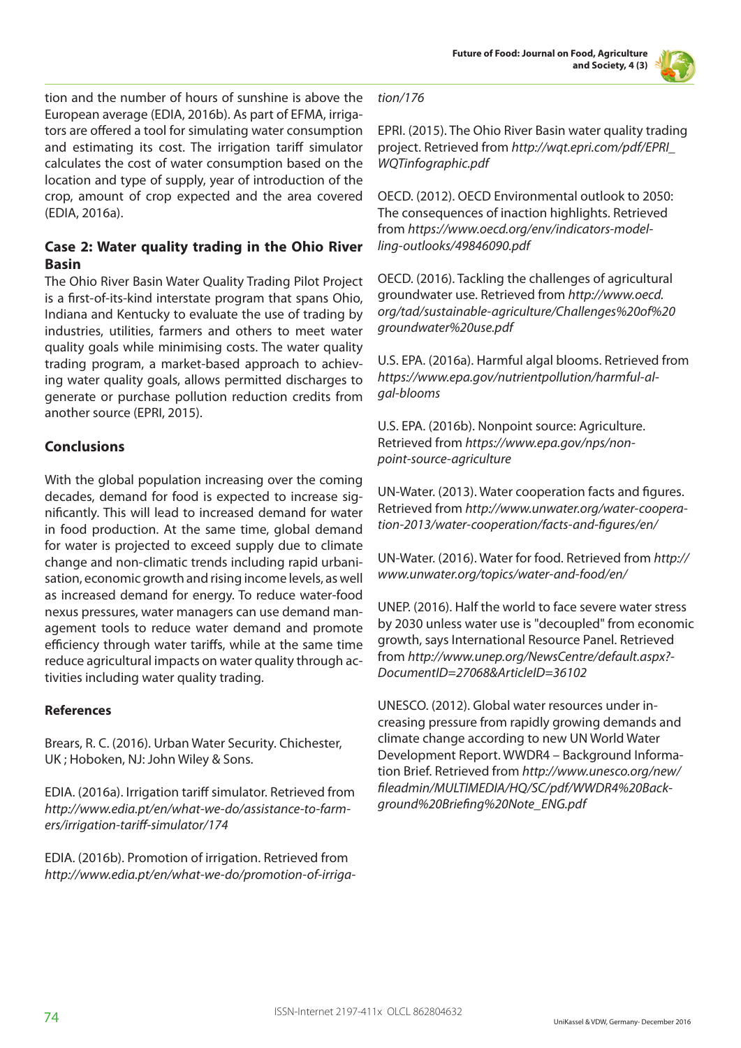tion and the number of hours of sunshine is above the European average (EDIA, 2016b). As part of EFMA, irrigators are offered a tool for simulating water consumption and estimating its cost. The irrigation tariff simulator calculates the cost of water consumption based on the location and type of supply, year of introduction of the crop, amount of crop expected and the area covered (EDIA, 2016a).

### Case 2: Water quality trading in the Ohio River Basin

The Ohio River Basin Water Quality Trading Pilot Project is a first-of-its-kind interstate program that spans Ohio, Indiana and Kentucky to evaluate the use of trading by industries, utilities, farmers and others to meet water quality goals while minimising costs. The water quality trading program, a market-based approach to achieving water quality goals, allows permitted discharges to generate or purchase pollution reduction credits from another source (EPRI, 2015).

## Conclusions

With the global population increasing over the coming decades, demand for food is expected to increase significantly. This will lead to increased demand for water in food production. At the same time, global demand for water is projected to exceed supply due to climate change and non-climatic trends including rapid urbanisation, economic growth and rising income levels, as well as increased demand for energy. To reduce water-food nexus pressures, water managers can use demand management tools to reduce water demand and promote efficiency through water tariffs, while at the same time reduce agricultural impacts on water quality through activities including water quality trading.

### References

Brears, R. C. (2016). Urban Water Security. Chichester, UK ; Hoboken, NJ: John Wiley & Sons.

EDIA. (2016a). Irrigation tariff simulator. Retrieved from *http://www.edia.pt/en/what-we-do/assistance-to-farmers/irrigation-tariff-simulator/174*

EDIA. (2016b). Promotion of irrigation. Retrieved from *http://www.edia.pt/en/what-we-do/promotion-of-irrigation/176*

EPRI. (2015). The Ohio River Basin water quality trading project. Retrieved from *http://wqt.epri.com/pdf/EPRI_WQTinfographic.pdf*

OECD. (2012). OECD Environmental outlook to 2050: The consequences of inaction highlights. Retrieved from *https://www.oecd.org/env/indicators-modelling-outlooks/49846090.pdf*

OECD. (2016). Tackling the challenges of agricultural groundwater use. Retrieved from *http://www.oecd.org/tad/sustainable-agriculture/Challenges%20of%20groundwater%20use.pdf*

U.S. EPA. (2016a). Harmful algal blooms. Retrieved from *https://www.epa.gov/nutrientpollution/harmful-algal-blooms*

U.S. EPA. (2016b). Nonpoint source: Agriculture. Retrieved from *https://www.epa.gov/nps/nonpoint-source-agriculture*

UN-Water. (2013). Water cooperation facts and figures. Retrieved from *http://www.unwater.org/water-cooperation-2013/water-cooperation/facts-and-figures/en/*

UN-Water. (2016). Water for food. Retrieved from *http://www.unwater.org/topics/water-and-food/en/*

UNEP. (2016). Half the world to face severe water stress by 2030 unless water use is "decoupled" from economic growth, says International Resource Panel. Retrieved from *http://www.unep.org/NewsCentre/default.aspx?DocumentID=27068&ArticleID=36102*

UNESCO. (2012). Global water resources under increasing pressure from rapidly growing demands and climate change according to new UN World Water Development Report. WWDR4 – Background Information Brief. Retrieved from *http://www.unesco.org/new/fileadmin/MULTIMEDIA/HQ/SC/pdf/WWDR4%20Background%20Briefing%20Note_ENG.pdf*